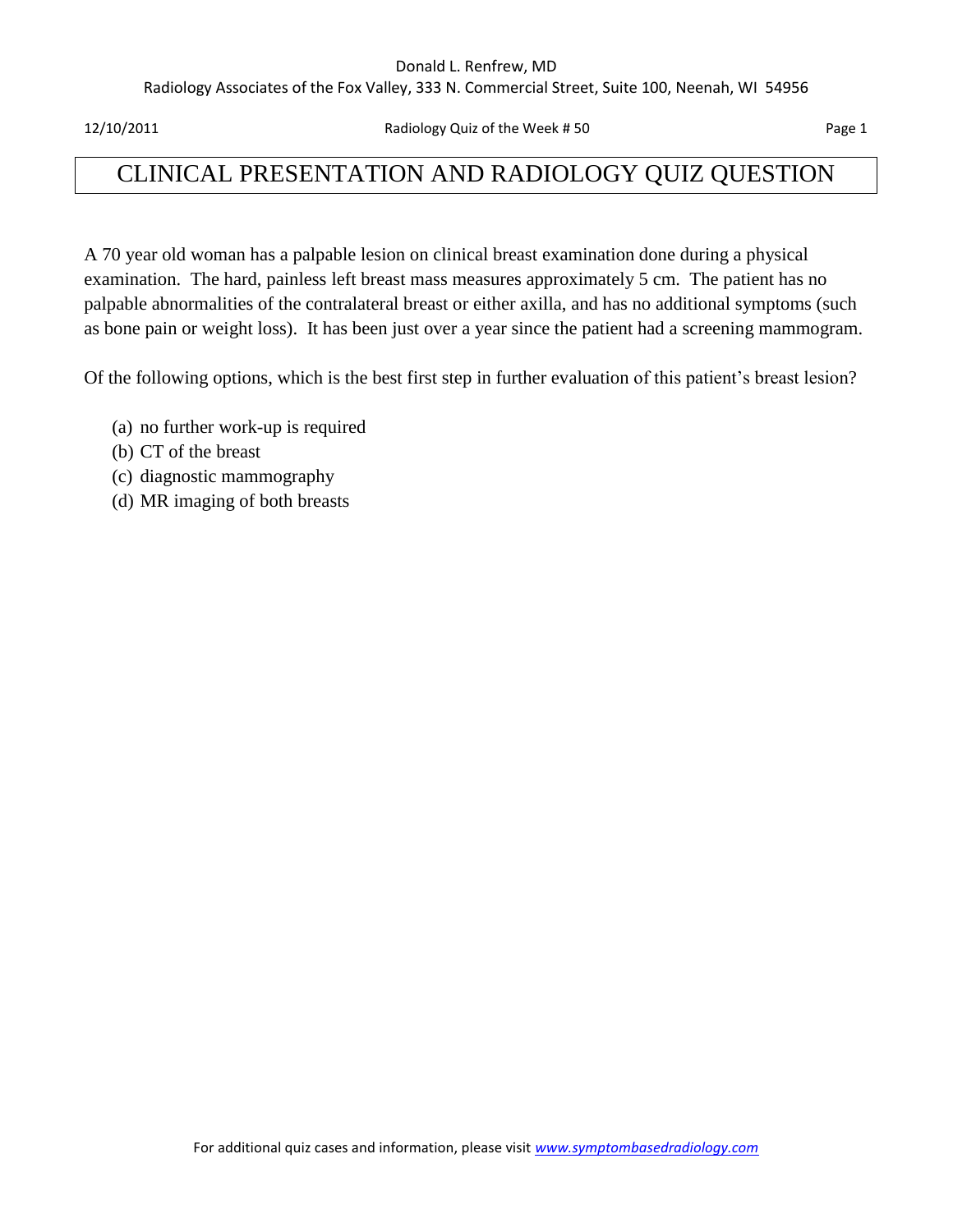# CLINICAL PRESENTATION AND RADIOLOGY QUIZ QUESTION

A 70 year old woman has a palpable lesion on clinical breast examination done during a physical examination. The hard, painless left breast mass measures approximately 5 cm. The patient has no palpable abnormalities of the contralateral breast or either axilla, and has no additional symptoms (such as bone pain or weight loss). It has been just over a year since the patient had a screening mammogram.

Of the following options, which is the best first step in further evaluation of this patient's breast lesion?

(a) no further work-up is required
(b) CT of the breast
(c) diagnostic mammography
(d) MR imaging of both breasts

For additional quiz cases and information, please visit www.symptombasedradiology.com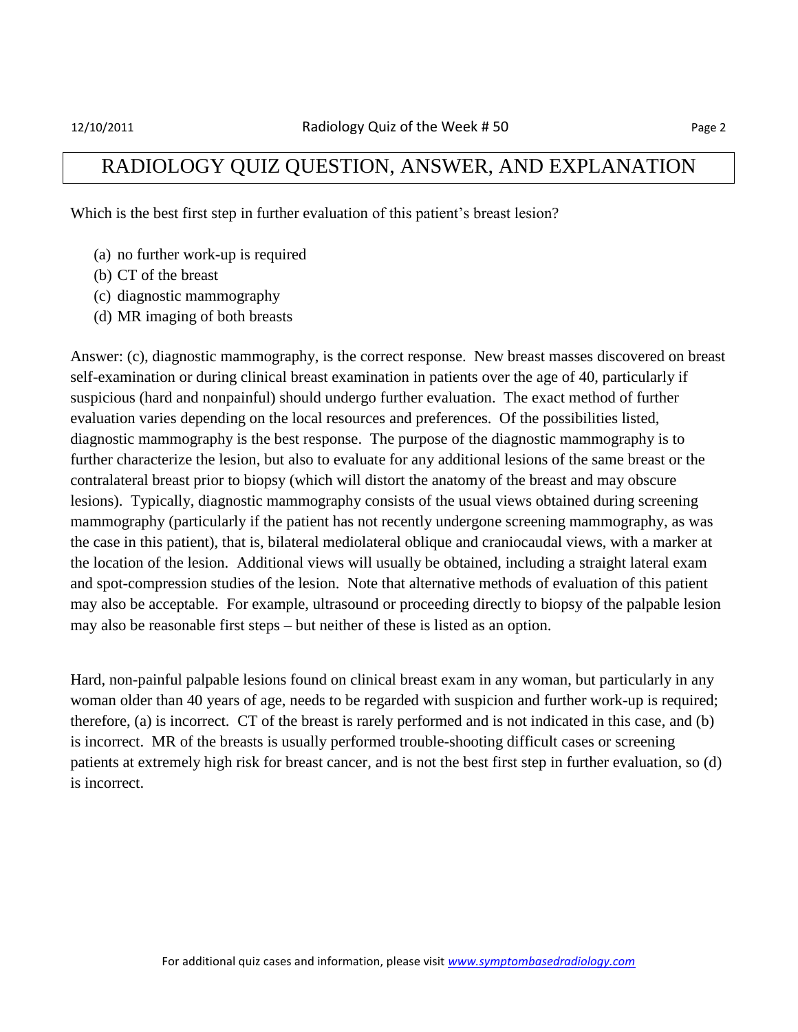# RADIOLOGY QUIZ QUESTION, ANSWER, AND EXPLANATION

Which is the best first step in further evaluation of this patient's breast lesion?

(a) no further work-up is required
(b) CT of the breast
(c) diagnostic mammography
(d) MR imaging of both breasts

Answer: (c), diagnostic mammography, is the correct response. New breast masses discovered on breast self-examination or during clinical breast examination in patients over the age of 40, particularly if suspicious (hard and nonpainful) should undergo further evaluation. The exact method of further evaluation varies depending on the local resources and preferences. Of the possibilities listed, diagnostic mammography is the best response. The purpose of the diagnostic mammography is to further characterize the lesion, but also to evaluate for any additional lesions of the same breast or the contralateral breast prior to biopsy (which will distort the anatomy of the breast and may obscure lesions). Typically, diagnostic mammography consists of the usual views obtained during screening mammography (particularly if the patient has not recently undergone screening mammography, as was the case in this patient), that is, bilateral mediolateral oblique and craniocaudal views, with a marker at the location of the lesion. Additional views will usually be obtained, including a straight lateral exam and spot-compression studies of the lesion. Note that alternative methods of evaluation of this patient may also be acceptable. For example, ultrasound or proceeding directly to biopsy of the palpable lesion may also be reasonable first steps – but neither of these is listed as an option.

Hard, non-painful palpable lesions found on clinical breast exam in any woman, but particularly in any woman older than 40 years of age, needs to be regarded with suspicion and further work-up is required; therefore, (a) is incorrect. CT of the breast is rarely performed and is not indicated in this case, and (b) is incorrect. MR of the breasts is usually performed trouble-shooting difficult cases or screening patients at extremely high risk for breast cancer, and is not the best first step in further evaluation, so (d) is incorrect.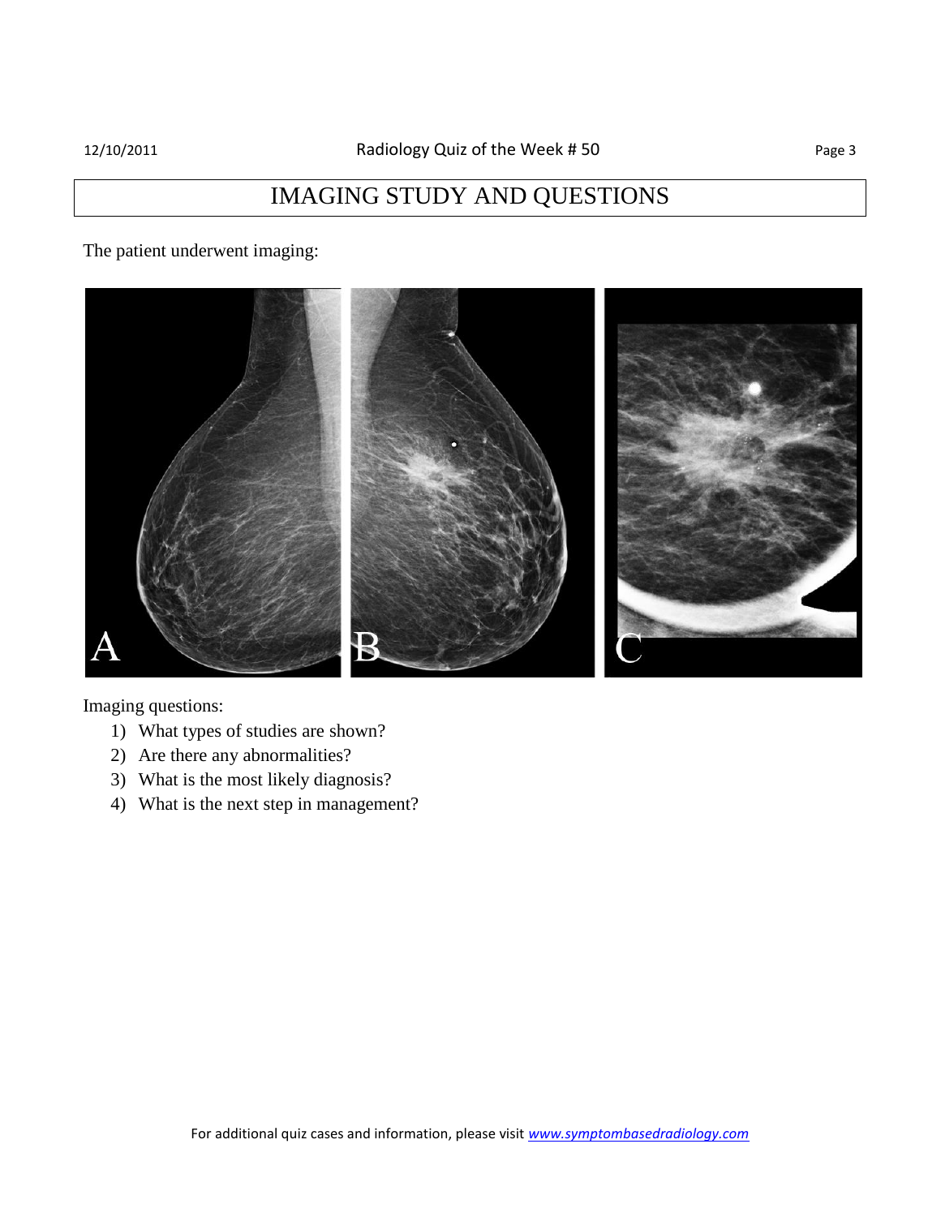# IMAGING STUDY AND QUESTIONS

The patient underwent imaging:

Imaging questions:

1) What types of studies are shown?
2) Are there any abnormalities?
3) What is the most likely diagnosis?
4) What is the next step in management?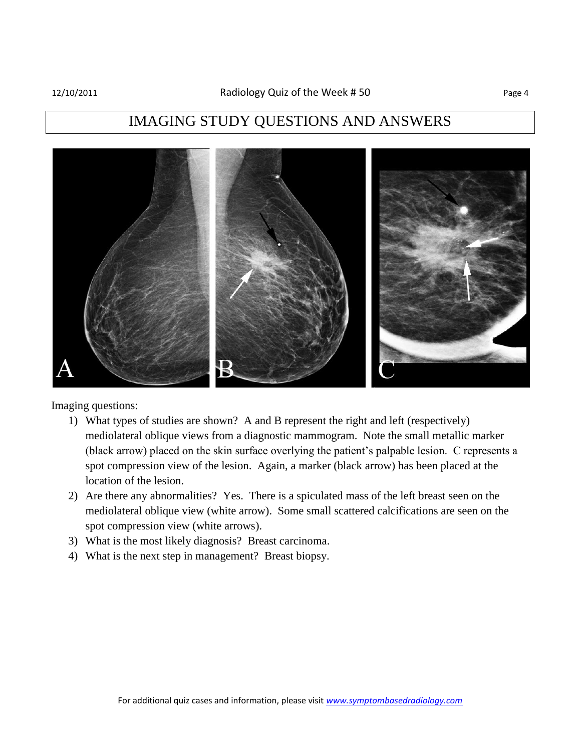# IMAGING STUDY QUESTIONS AND ANSWERS

Imaging questions:

1) What types of studies are shown? A and B represent the right and left (respectively) mediolateral oblique views from a diagnostic mammogram. Note the small metallic marker (black arrow) placed on the skin surface overlying the patient's palpable lesion. C represents a spot compression view of the lesion. Again, a marker (black arrow) has been placed at the location of the lesion.
2) Are there any abnormalities? Yes. There is a spiculated mass of the left breast seen on the mediolateral oblique view (white arrow). Some small scattered calcifications are seen on the spot compression view (white arrows).
3) What is the most likely diagnosis? Breast carcinoma.
4) What is the next step in management? Breast biopsy.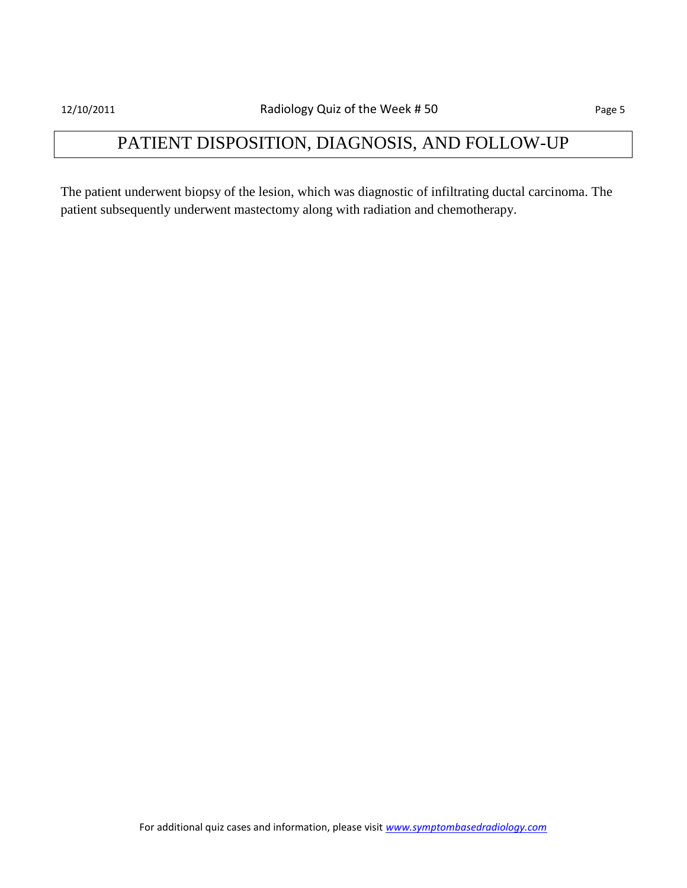# PATIENT DISPOSITION, DIAGNOSIS, AND FOLLOW-UP

The patient underwent biopsy of the lesion, which was diagnostic of infiltrating ductal carcinoma. The patient subsequently underwent mastectomy along with radiation and chemotherapy.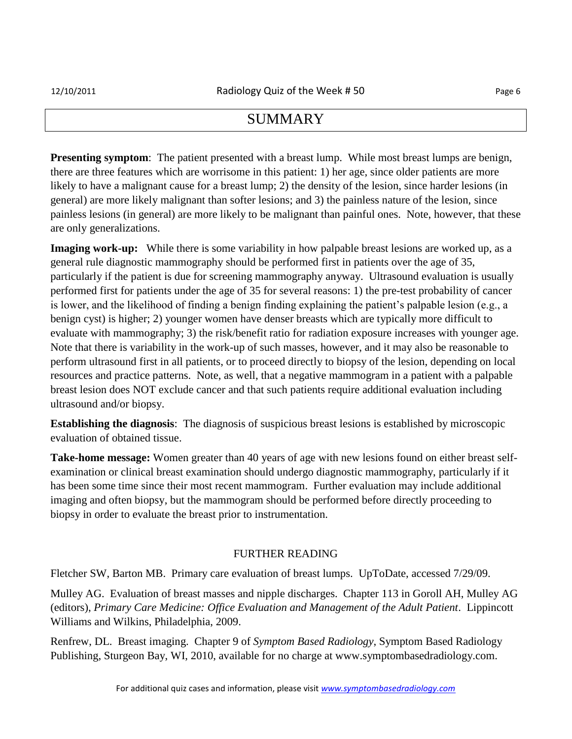# SUMMARY

**Presenting symptom**: The patient presented with a breast lump. While most breast lumps are benign, there are three features which are worrisome in this patient: 1) her age, since older patients are more likely to have a malignant cause for a breast lump; 2) the density of the lesion, since harder lesions (in general) are more likely malignant than softer lesions; and 3) the painless nature of the lesion, since painless lesions (in general) are more likely to be malignant than painful ones. Note, however, that these are only generalizations.

**Imaging work-up:** While there is some variability in how palpable breast lesions are worked up, as a general rule diagnostic mammography should be performed first in patients over the age of 35, particularly if the patient is due for screening mammography anyway. Ultrasound evaluation is usually performed first for patients under the age of 35 for several reasons: 1) the pre-test probability of cancer is lower, and the likelihood of finding a benign finding explaining the patient's palpable lesion (e.g., a benign cyst) is higher; 2) younger women have denser breasts which are typically more difficult to evaluate with mammography; 3) the risk/benefit ratio for radiation exposure increases with younger age. Note that there is variability in the work-up of such masses, however, and it may also be reasonable to perform ultrasound first in all patients, or to proceed directly to biopsy of the lesion, depending on local resources and practice patterns. Note, as well, that a negative mammogram in a patient with a palpable breast lesion does NOT exclude cancer and that such patients require additional evaluation including ultrasound and/or biopsy.

**Establishing the diagnosis**: The diagnosis of suspicious breast lesions is established by microscopic evaluation of obtained tissue.

**Take-home message:** Women greater than 40 years of age with new lesions found on either breast self-examination or clinical breast examination should undergo diagnostic mammography, particularly if it has been some time since their most recent mammogram. Further evaluation may include additional imaging and often biopsy, but the mammogram should be performed before directly proceeding to biopsy in order to evaluate the breast prior to instrumentation.

## FURTHER READING

Fletcher SW, Barton MB. Primary care evaluation of breast lumps. UpToDate, accessed 7/29/09.

Mulley AG. Evaluation of breast masses and nipple discharges. Chapter 113 in Goroll AH, Mulley AG (editors), *Primary Care Medicine: Office Evaluation and Management of the Adult Patient*. Lippincott Williams and Wilkins, Philadelphia, 2009.

Renfrew, DL. Breast imaging. Chapter 9 of *Symptom Based Radiology*, Symptom Based Radiology Publishing, Sturgeon Bay, WI, 2010, available for no charge at www.symptombasedradiology.com.